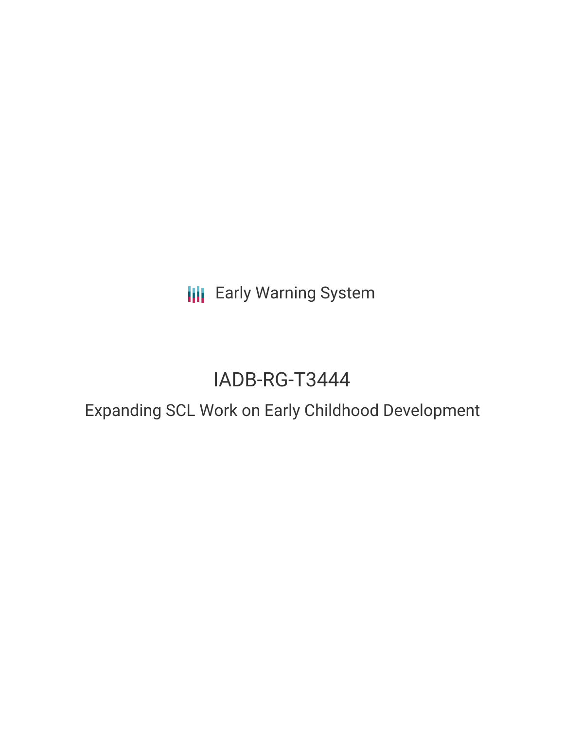Early Warning System

# IADB-RG-T3444

## Expanding SCL Work on Early Childhood Development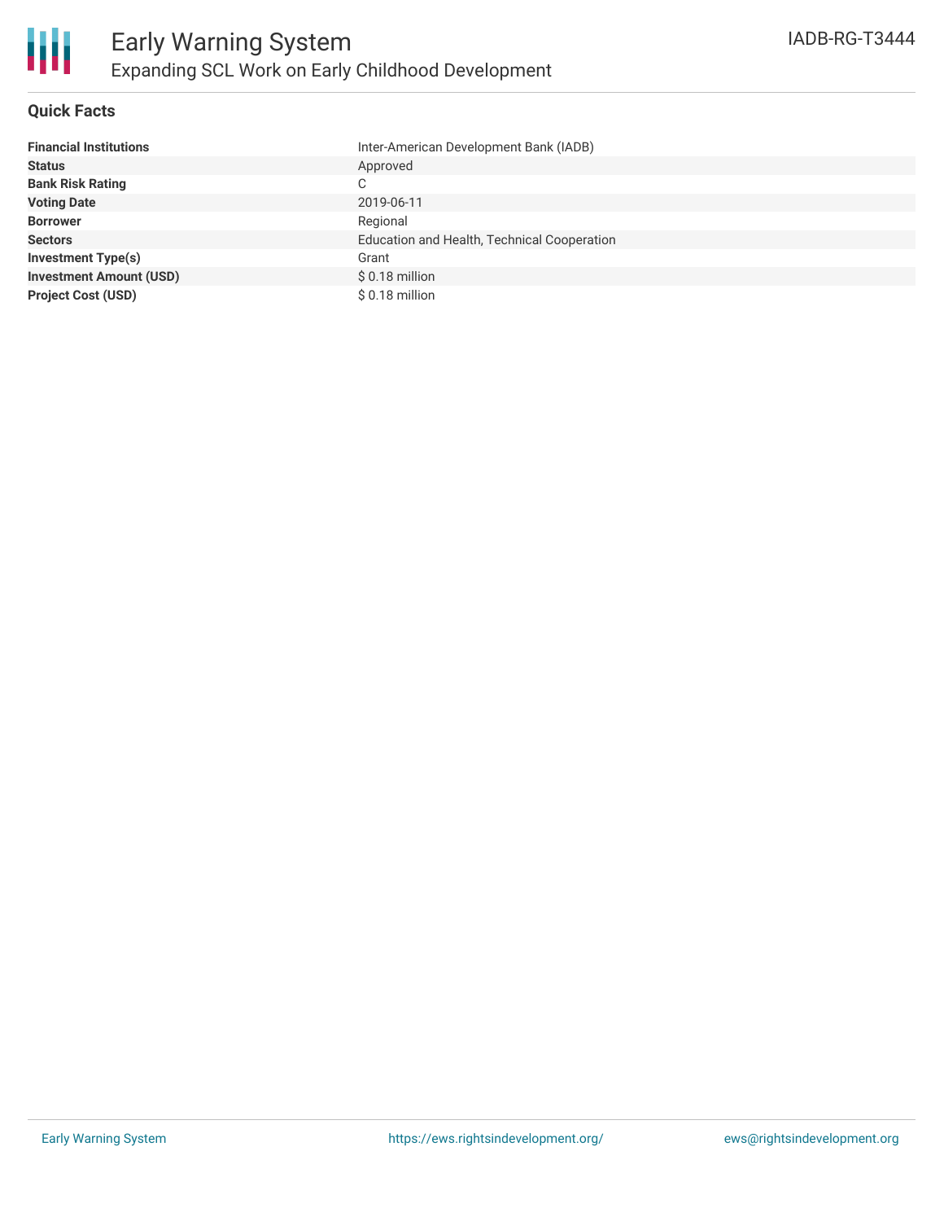# Early Warning System

## Expanding SCL Work on Early Childhood Development

IADB-RG-T3444

### Quick Facts

| | |
|---|---|
| **Financial Institutions** | Inter-American Development Bank (IADB) |
| **Status** | Approved |
| **Bank Risk Rating** | C |
| **Voting Date** | 2019-06-11 |
| **Borrower** | Regional |
| **Sectors** | Education and Health, Technical Cooperation |
| **Investment Type(s)** | Grant |
| **Investment Amount (USD)** | $ 0.18 million |
| **Project Cost (USD)** | $ 0.18 million |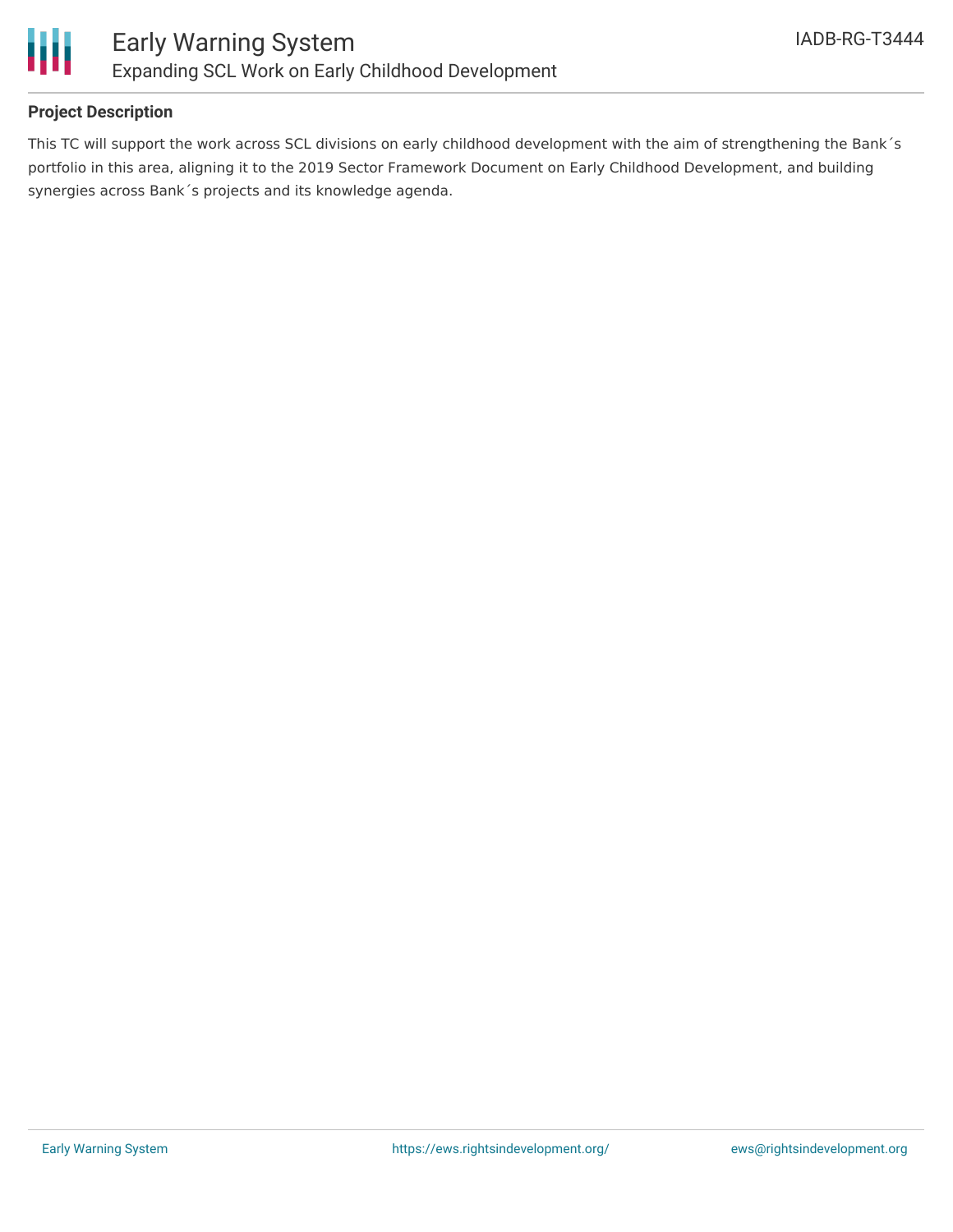## Project Description

This TC will support the work across SCL divisions on early childhood development with the aim of strengthening the Bank´s portfolio in this area, aligning it to the 2019 Sector Framework Document on Early Childhood Development, and building synergies across Bank´s projects and its knowledge agenda.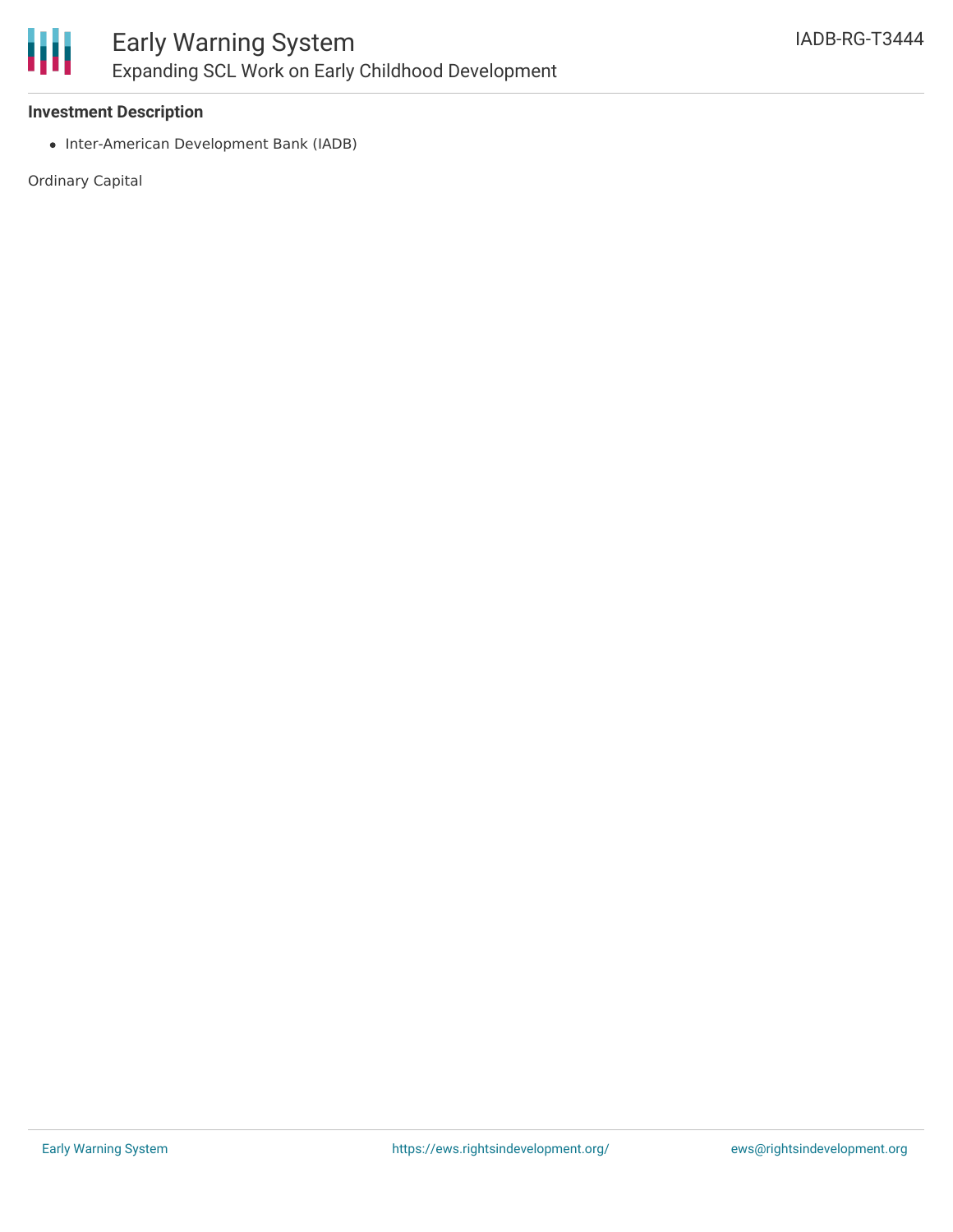**Investment Description**

- Inter-American Development Bank (IADB)

Ordinary Capital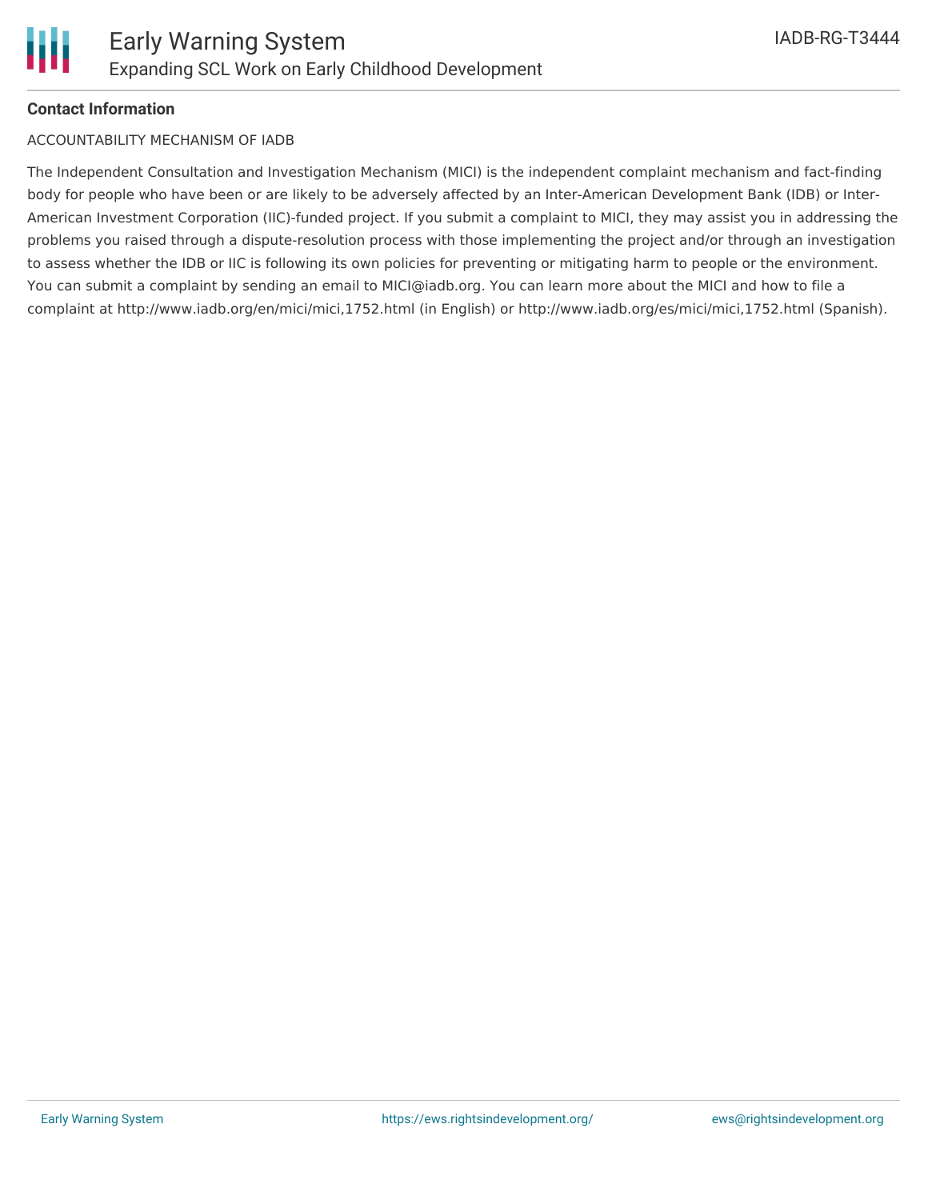### Contact Information

ACCOUNTABILITY MECHANISM OF IADB

The Independent Consultation and Investigation Mechanism (MICI) is the independent complaint mechanism and fact-finding body for people who have been or are likely to be adversely affected by an Inter-American Development Bank (IDB) or Inter-American Investment Corporation (IIC)-funded project. If you submit a complaint to MICI, they may assist you in addressing the problems you raised through a dispute-resolution process with those implementing the project and/or through an investigation to assess whether the IDB or IIC is following its own policies for preventing or mitigating harm to people or the environment. You can submit a complaint by sending an email to MICI@iadb.org. You can learn more about the MICI and how to file a complaint at http://www.iadb.org/en/mici/mici,1752.html (in English) or http://www.iadb.org/es/mici/mici,1752.html (Spanish).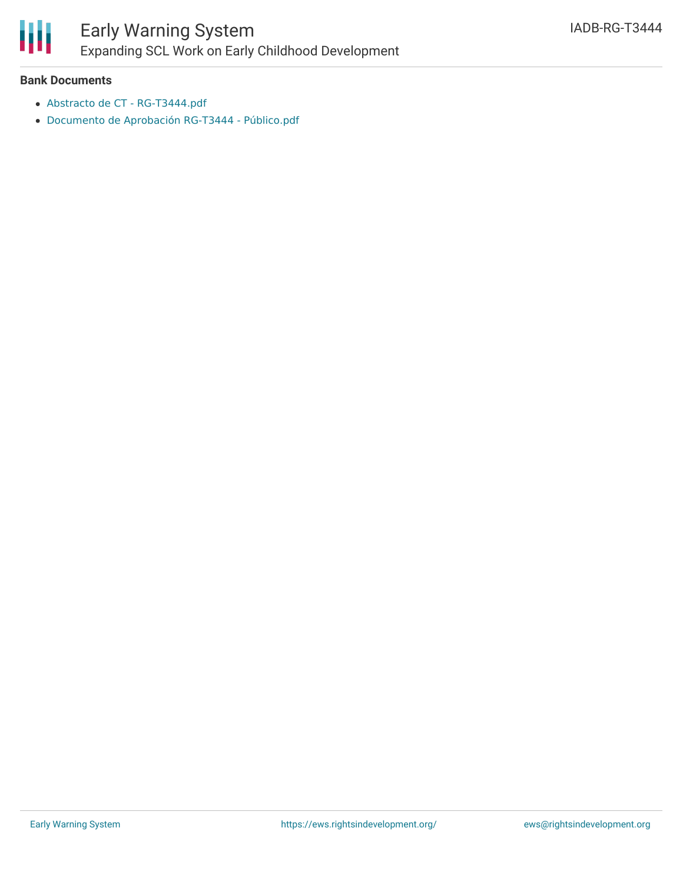**Bank Documents**

- Abstracto de CT - RG-T3444.pdf
- Documento de Aprobación RG-T3444 - Público.pdf